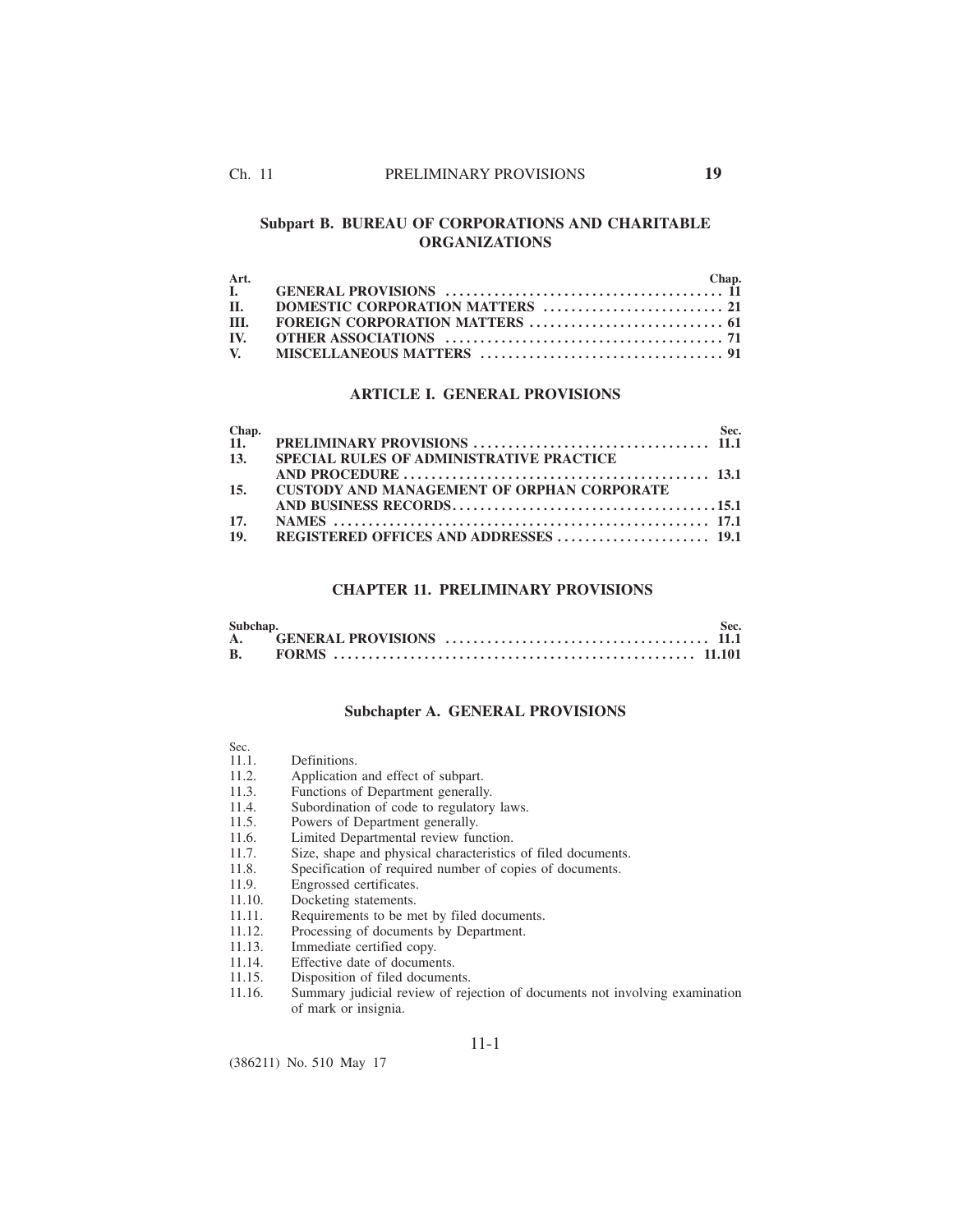## Subpart B. BUREAU OF CORPORATIONS AND CHARITABLE ORGANIZATIONS

| Art. | | Chap. |
|---|---|---|
| I. | GENERAL PROVISIONS | 11 |
| II. | DOMESTIC CORPORATION MATTERS | 21 |
| III. | FOREIGN CORPORATION MATTERS | 61 |
| IV. | OTHER ASSOCIATIONS | 71 |
| V. | MISCELLANEOUS MATTERS | 91 |

## ARTICLE I. GENERAL PROVISIONS

| Chap. | | Sec. |
|---|---|---|
| 11. | PRELIMINARY PROVISIONS | 11.1 |
| 13. | SPECIAL RULES OF ADMINISTRATIVE PRACTICE AND PROCEDURE | 13.1 |
| 15. | CUSTODY AND MANAGEMENT OF ORPHAN CORPORATE AND BUSINESS RECORDS | 15.1 |
| 17. | NAMES | 17.1 |
| 19. | REGISTERED OFFICES AND ADDRESSES | 19.1 |

## CHAPTER 11. PRELIMINARY PROVISIONS

| Subchap. | | Sec. |
|---|---|---|
| A. | GENERAL PROVISIONS | 11.1 |
| B. | FORMS | 11.101 |

### Subchapter A. GENERAL PROVISIONS

| Sec. | |
|---|---|
| 11.1. | Definitions. |
| 11.2. | Application and effect of subpart. |
| 11.3. | Functions of Department generally. |
| 11.4. | Subordination of code to regulatory laws. |
| 11.5. | Powers of Department generally. |
| 11.6. | Limited Departmental review function. |
| 11.7. | Size, shape and physical characteristics of filed documents. |
| 11.8. | Specification of required number of copies of documents. |
| 11.9. | Engrossed certificates. |
| 11.10. | Docketing statements. |
| 11.11. | Requirements to be met by filed documents. |
| 11.12. | Processing of documents by Department. |
| 11.13. | Immediate certified copy. |
| 11.14. | Effective date of documents. |
| 11.15. | Disposition of filed documents. |
| 11.16. | Summary judicial review of rejection of documents not involving examination of mark or insignia. |

(386211) No. 510 May 17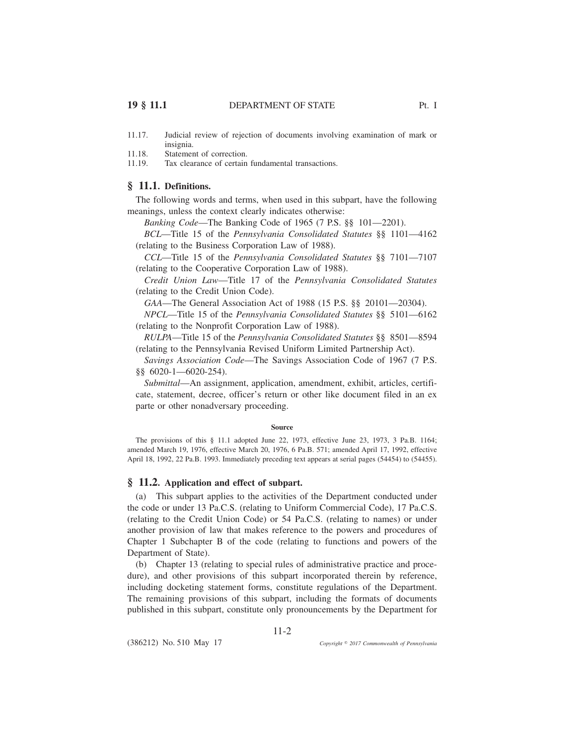11.17. Judicial review of rejection of documents involving examination of mark or insignia.
11.18. Statement of correction.
11.19. Tax clearance of certain fundamental transactions.

## § 11.1. Definitions.

The following words and terms, when used in this subpart, have the following meanings, unless the context clearly indicates otherwise:

*Banking Code*—The Banking Code of 1965 (7 P.S. §§ 101—2201).

*BCL*—Title 15 of the *Pennsylvania Consolidated Statutes* §§ 1101—4162 (relating to the Business Corporation Law of 1988).

*CCL*—Title 15 of the *Pennsylvania Consolidated Statutes* §§ 7101—7107 (relating to the Cooperative Corporation Law of 1988).

*Credit Union Law*—Title 17 of the *Pennsylvania Consolidated Statutes* (relating to the Credit Union Code).

*GAA*—The General Association Act of 1988 (15 P.S. §§ 20101—20304).

*NPCL*—Title 15 of the *Pennsylvania Consolidated Statutes* §§ 5101—6162 (relating to the Nonprofit Corporation Law of 1988).

*RULPA*—Title 15 of the *Pennsylvania Consolidated Statutes* §§ 8501—8594 (relating to the Pennsylvania Revised Uniform Limited Partnership Act).

*Savings Association Code*—The Savings Association Code of 1967 (7 P.S. §§ 6020-1—6020-254).

*Submittal*—An assignment, application, amendment, exhibit, articles, certificate, statement, decree, officer's return or other like document filed in an ex parte or other nonadversary proceeding.

#### Source

The provisions of this § 11.1 adopted June 22, 1973, effective June 23, 1973, 3 Pa.B. 1164; amended March 19, 1976, effective March 20, 1976, 6 Pa.B. 571; amended April 17, 1992, effective April 18, 1992, 22 Pa.B. 1993. Immediately preceding text appears at serial pages (54454) to (54455).

## § 11.2. Application and effect of subpart.

(a) This subpart applies to the activities of the Department conducted under the code or under 13 Pa.C.S. (relating to Uniform Commercial Code), 17 Pa.C.S. (relating to the Credit Union Code) or 54 Pa.C.S. (relating to names) or under another provision of law that makes reference to the powers and procedures of Chapter 1 Subchapter B of the code (relating to functions and powers of the Department of State).

(b) Chapter 13 (relating to special rules of administrative practice and procedure), and other provisions of this subpart incorporated therein by reference, including docketing statement forms, constitute regulations of the Department. The remaining provisions of this subpart, including the formats of documents published in this subpart, constitute only pronouncements by the Department for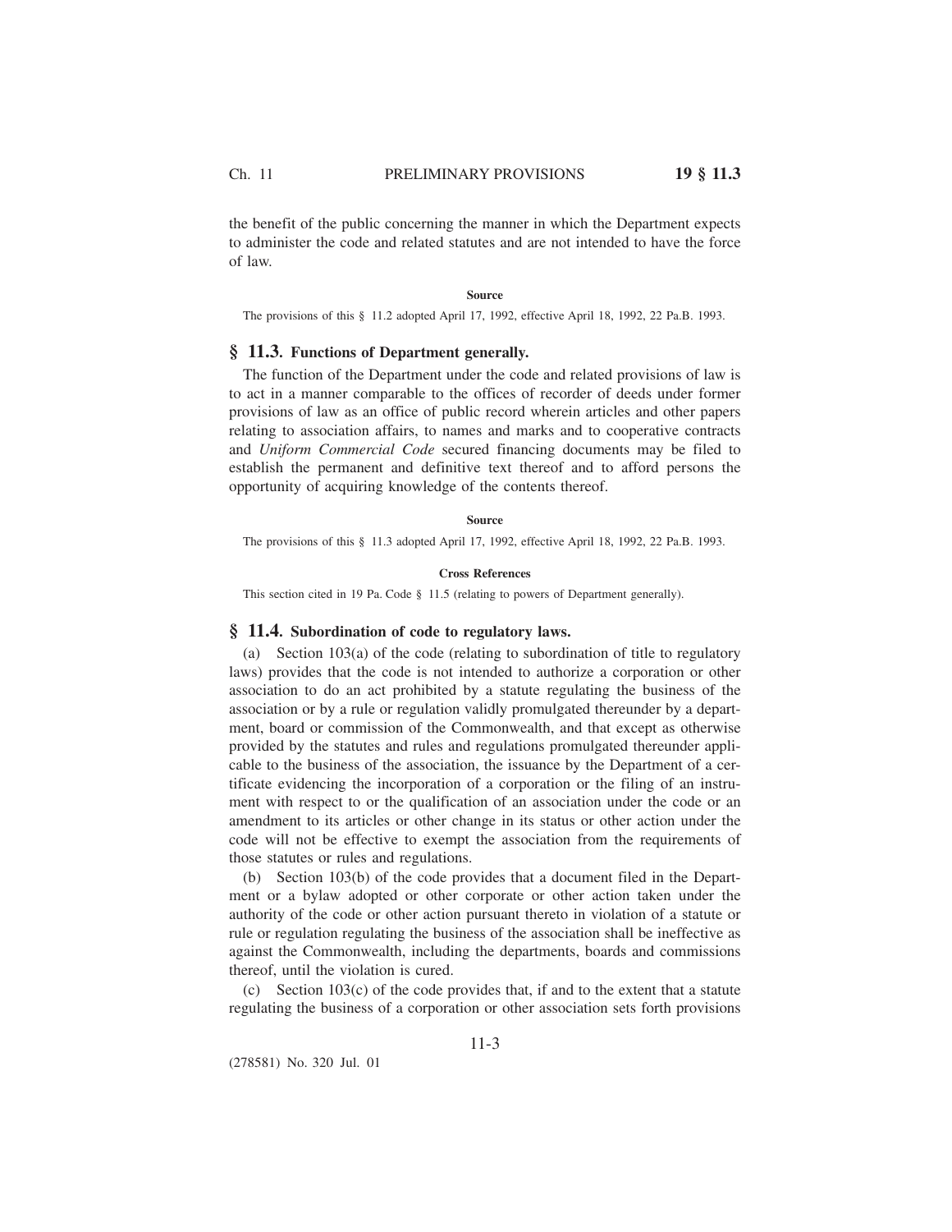the benefit of the public concerning the manner in which the Department expects to administer the code and related statutes and are not intended to have the force of law.

**Source**

The provisions of this § 11.2 adopted April 17, 1992, effective April 18, 1992, 22 Pa.B. 1993.

## § 11.3. Functions of Department generally.

The function of the Department under the code and related provisions of law is to act in a manner comparable to the offices of recorder of deeds under former provisions of law as an office of public record wherein articles and other papers relating to association affairs, to names and marks and to cooperative contracts and *Uniform Commercial Code* secured financing documents may be filed to establish the permanent and definitive text thereof and to afford persons the opportunity of acquiring knowledge of the contents thereof.

**Source**

The provisions of this § 11.3 adopted April 17, 1992, effective April 18, 1992, 22 Pa.B. 1993.

**Cross References**

This section cited in 19 Pa. Code § 11.5 (relating to powers of Department generally).

## § 11.4. Subordination of code to regulatory laws.

(a) Section 103(a) of the code (relating to subordination of title to regulatory laws) provides that the code is not intended to authorize a corporation or other association to do an act prohibited by a statute regulating the business of the association or by a rule or regulation validly promulgated thereunder by a department, board or commission of the Commonwealth, and that except as otherwise provided by the statutes and rules and regulations promulgated thereunder applicable to the business of the association, the issuance by the Department of a certificate evidencing the incorporation of a corporation or the filing of an instrument with respect to or the qualification of an association under the code or an amendment to its articles or other change in its status or other action under the code will not be effective to exempt the association from the requirements of those statutes or rules and regulations.

(b) Section 103(b) of the code provides that a document filed in the Department or a bylaw adopted or other corporate or other action taken under the authority of the code or other action pursuant thereto in violation of a statute or rule or regulation regulating the business of the association shall be ineffective as against the Commonwealth, including the departments, boards and commissions thereof, until the violation is cured.

(c) Section 103(c) of the code provides that, if and to the extent that a statute regulating the business of a corporation or other association sets forth provisions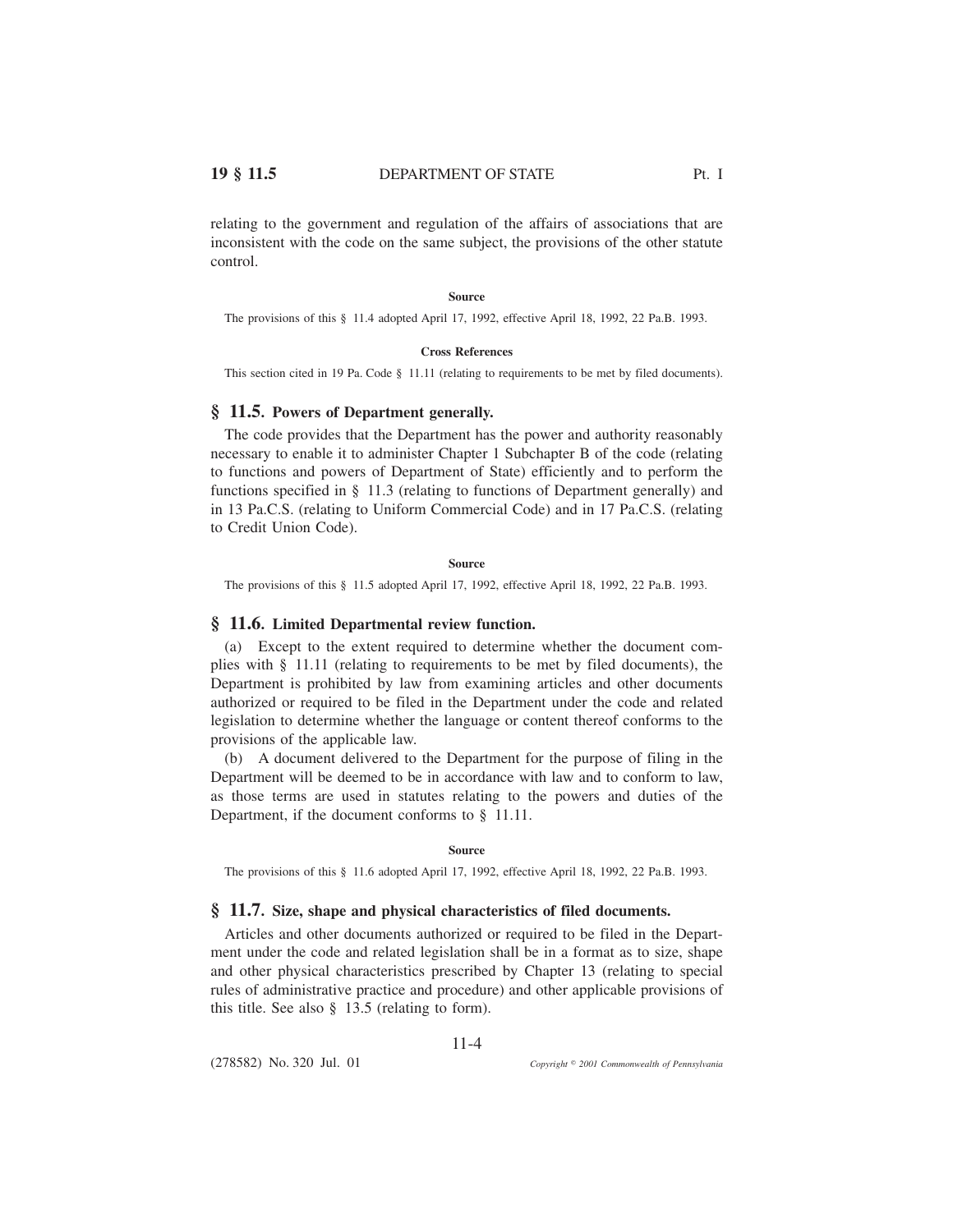relating to the government and regulation of the affairs of associations that are inconsistent with the code on the same subject, the provisions of the other statute control.

**Source**

The provisions of this § 11.4 adopted April 17, 1992, effective April 18, 1992, 22 Pa.B. 1993.

**Cross References**

This section cited in 19 Pa. Code § 11.11 (relating to requirements to be met by filed documents).

## § 11.5. Powers of Department generally.

The code provides that the Department has the power and authority reasonably necessary to enable it to administer Chapter 1 Subchapter B of the code (relating to functions and powers of Department of State) efficiently and to perform the functions specified in § 11.3 (relating to functions of Department generally) and in 13 Pa.C.S. (relating to Uniform Commercial Code) and in 17 Pa.C.S. (relating to Credit Union Code).

**Source**

The provisions of this § 11.5 adopted April 17, 1992, effective April 18, 1992, 22 Pa.B. 1993.

## § 11.6. Limited Departmental review function.

(a) Except to the extent required to determine whether the document complies with § 11.11 (relating to requirements to be met by filed documents), the Department is prohibited by law from examining articles and other documents authorized or required to be filed in the Department under the code and related legislation to determine whether the language or content thereof conforms to the provisions of the applicable law.

(b) A document delivered to the Department for the purpose of filing in the Department will be deemed to be in accordance with law and to conform to law, as those terms are used in statutes relating to the powers and duties of the Department, if the document conforms to § 11.11.

**Source**

The provisions of this § 11.6 adopted April 17, 1992, effective April 18, 1992, 22 Pa.B. 1993.

## § 11.7. Size, shape and physical characteristics of filed documents.

Articles and other documents authorized or required to be filed in the Department under the code and related legislation shall be in a format as to size, shape and other physical characteristics prescribed by Chapter 13 (relating to special rules of administrative practice and procedure) and other applicable provisions of this title. See also § 13.5 (relating to form).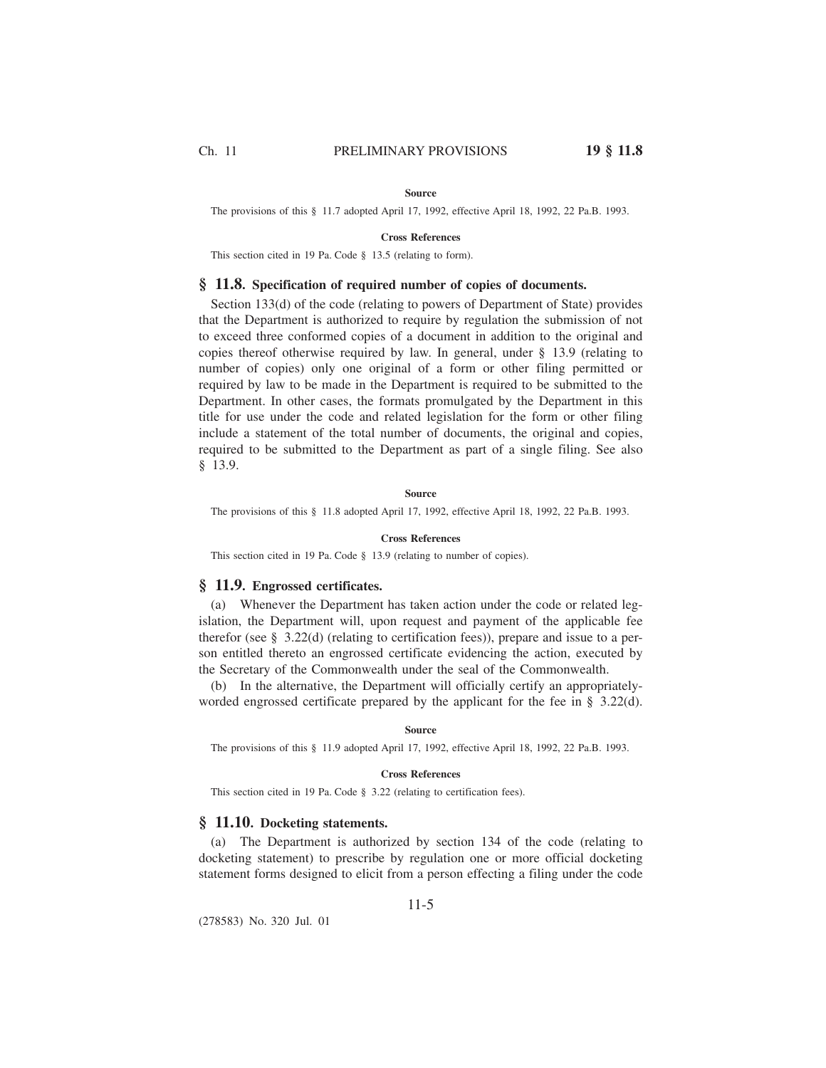**Source**

The provisions of this § 11.7 adopted April 17, 1992, effective April 18, 1992, 22 Pa.B. 1993.

**Cross References**

This section cited in 19 Pa. Code § 13.5 (relating to form).

## § 11.8. Specification of required number of copies of documents.

Section 133(d) of the code (relating to powers of Department of State) provides that the Department is authorized to require by regulation the submission of not to exceed three conformed copies of a document in addition to the original and copies thereof otherwise required by law. In general, under § 13.9 (relating to number of copies) only one original of a form or other filing permitted or required by law to be made in the Department is required to be submitted to the Department. In other cases, the formats promulgated by the Department in this title for use under the code and related legislation for the form or other filing include a statement of the total number of documents, the original and copies, required to be submitted to the Department as part of a single filing. See also § 13.9.

**Source**

The provisions of this § 11.8 adopted April 17, 1992, effective April 18, 1992, 22 Pa.B. 1993.

**Cross References**

This section cited in 19 Pa. Code § 13.9 (relating to number of copies).

## § 11.9. Engrossed certificates.

(a) Whenever the Department has taken action under the code or related legislation, the Department will, upon request and payment of the applicable fee therefor (see § 3.22(d) (relating to certification fees)), prepare and issue to a person entitled thereto an engrossed certificate evidencing the action, executed by the Secretary of the Commonwealth under the seal of the Commonwealth.

(b) In the alternative, the Department will officially certify an appropriately-worded engrossed certificate prepared by the applicant for the fee in § 3.22(d).

**Source**

The provisions of this § 11.9 adopted April 17, 1992, effective April 18, 1992, 22 Pa.B. 1993.

**Cross References**

This section cited in 19 Pa. Code § 3.22 (relating to certification fees).

## § 11.10. Docketing statements.

(a) The Department is authorized by section 134 of the code (relating to docketing statement) to prescribe by regulation one or more official docketing statement forms designed to elicit from a person effecting a filing under the code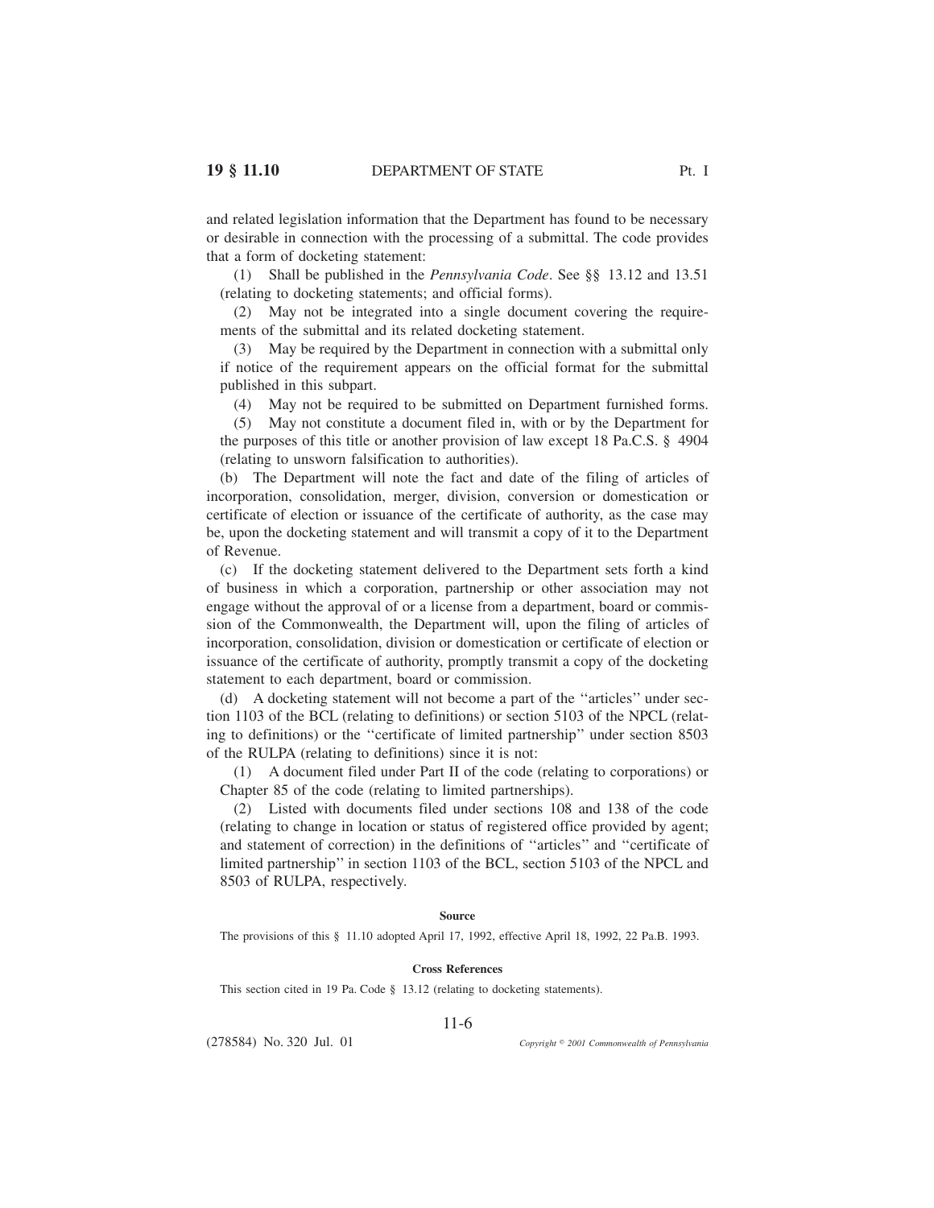and related legislation information that the Department has found to be necessary or desirable in connection with the processing of a submittal. The code provides that a form of docketing statement:

(1) Shall be published in the *Pennsylvania Code*. See §§ 13.12 and 13.51 (relating to docketing statements; and official forms).

(2) May not be integrated into a single document covering the requirements of the submittal and its related docketing statement.

(3) May be required by the Department in connection with a submittal only if notice of the requirement appears on the official format for the submittal published in this subpart.

(4) May not be required to be submitted on Department furnished forms.

(5) May not constitute a document filed in, with or by the Department for the purposes of this title or another provision of law except 18 Pa.C.S. § 4904 (relating to unsworn falsification to authorities).

(b) The Department will note the fact and date of the filing of articles of incorporation, consolidation, merger, division, conversion or domestication or certificate of election or issuance of the certificate of authority, as the case may be, upon the docketing statement and will transmit a copy of it to the Department of Revenue.

(c) If the docketing statement delivered to the Department sets forth a kind of business in which a corporation, partnership or other association may not engage without the approval of or a license from a department, board or commission of the Commonwealth, the Department will, upon the filing of articles of incorporation, consolidation, division or domestication or certificate of election or issuance of the certificate of authority, promptly transmit a copy of the docketing statement to each department, board or commission.

(d) A docketing statement will not become a part of the ''articles'' under section 1103 of the BCL (relating to definitions) or section 5103 of the NPCL (relating to definitions) or the ''certificate of limited partnership'' under section 8503 of the RULPA (relating to definitions) since it is not:

(1) A document filed under Part II of the code (relating to corporations) or Chapter 85 of the code (relating to limited partnerships).

(2) Listed with documents filed under sections 108 and 138 of the code (relating to change in location or status of registered office provided by agent; and statement of correction) in the definitions of ''articles'' and ''certificate of limited partnership'' in section 1103 of the BCL, section 5103 of the NPCL and 8503 of RULPA, respectively.

**Source**

The provisions of this § 11.10 adopted April 17, 1992, effective April 18, 1992, 22 Pa.B. 1993.

**Cross References**

This section cited in 19 Pa. Code § 13.12 (relating to docketing statements).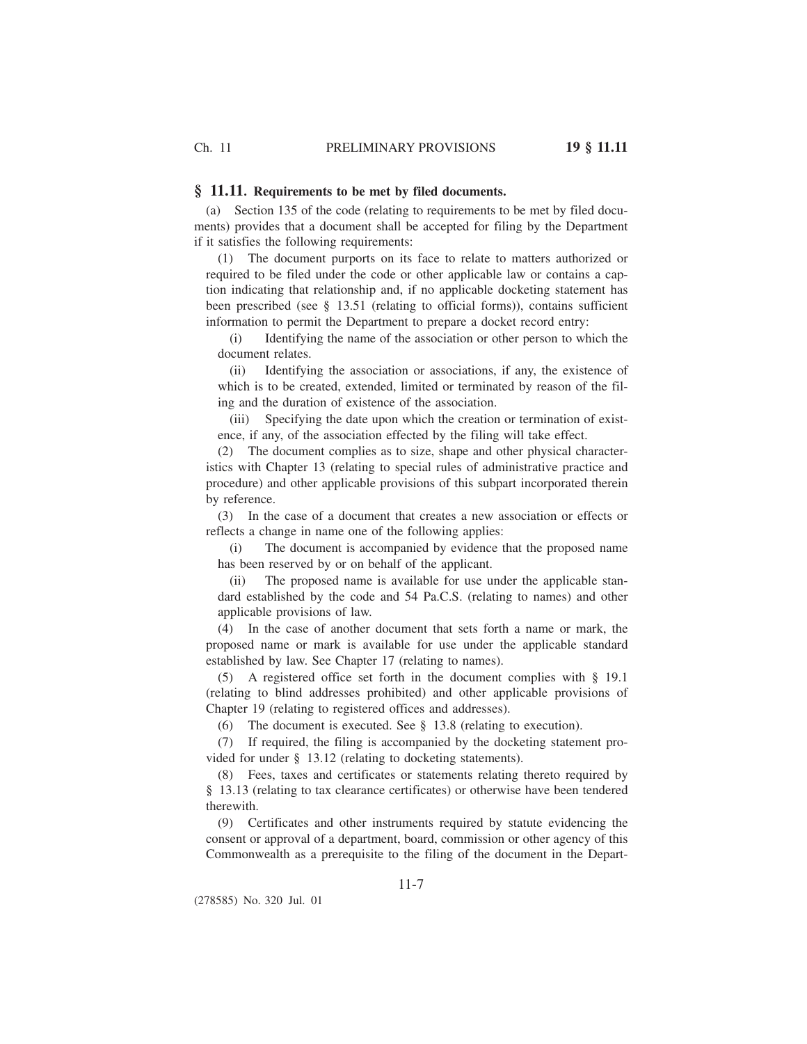## § 11.11. Requirements to be met by filed documents.

(a) Section 135 of the code (relating to requirements to be met by filed documents) provides that a document shall be accepted for filing by the Department if it satisfies the following requirements:

(1) The document purports on its face to relate to matters authorized or required to be filed under the code or other applicable law or contains a caption indicating that relationship and, if no applicable docketing statement has been prescribed (see § 13.51 (relating to official forms)), contains sufficient information to permit the Department to prepare a docket record entry:

(i) Identifying the name of the association or other person to which the document relates.

(ii) Identifying the association or associations, if any, the existence of which is to be created, extended, limited or terminated by reason of the filing and the duration of existence of the association.

(iii) Specifying the date upon which the creation or termination of existence, if any, of the association effected by the filing will take effect.

(2) The document complies as to size, shape and other physical characteristics with Chapter 13 (relating to special rules of administrative practice and procedure) and other applicable provisions of this subpart incorporated therein by reference.

(3) In the case of a document that creates a new association or effects or reflects a change in name one of the following applies:

(i) The document is accompanied by evidence that the proposed name has been reserved by or on behalf of the applicant.

(ii) The proposed name is available for use under the applicable standard established by the code and 54 Pa.C.S. (relating to names) and other applicable provisions of law.

(4) In the case of another document that sets forth a name or mark, the proposed name or mark is available for use under the applicable standard established by law. See Chapter 17 (relating to names).

(5) A registered office set forth in the document complies with § 19.1 (relating to blind addresses prohibited) and other applicable provisions of Chapter 19 (relating to registered offices and addresses).

(6) The document is executed. See § 13.8 (relating to execution).

(7) If required, the filing is accompanied by the docketing statement provided for under § 13.12 (relating to docketing statements).

(8) Fees, taxes and certificates or statements relating thereto required by § 13.13 (relating to tax clearance certificates) or otherwise have been tendered therewith.

(9) Certificates and other instruments required by statute evidencing the consent or approval of a department, board, commission or other agency of this Commonwealth as a prerequisite to the filing of the document in the Depart-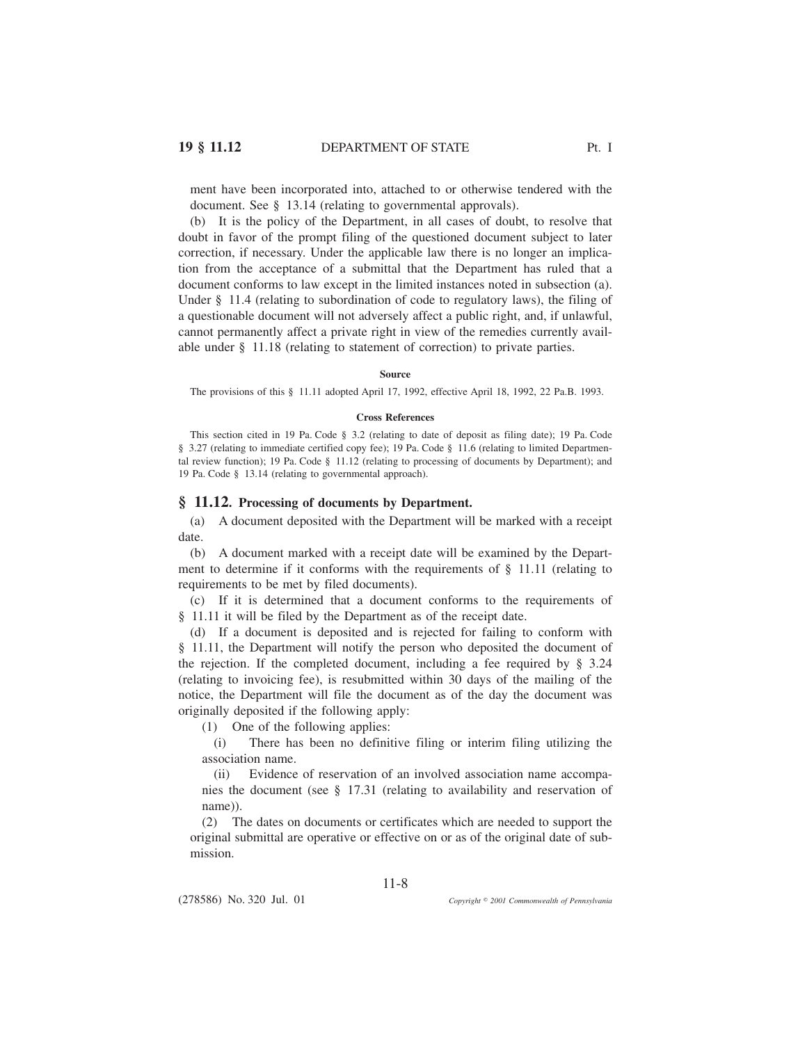ment have been incorporated into, attached to or otherwise tendered with the document. See § 13.14 (relating to governmental approvals).

(b) It is the policy of the Department, in all cases of doubt, to resolve that doubt in favor of the prompt filing of the questioned document subject to later correction, if necessary. Under the applicable law there is no longer an implication from the acceptance of a submittal that the Department has ruled that a document conforms to law except in the limited instances noted in subsection (a). Under § 11.4 (relating to subordination of code to regulatory laws), the filing of a questionable document will not adversely affect a public right, and, if unlawful, cannot permanently affect a private right in view of the remedies currently available under § 11.18 (relating to statement of correction) to private parties.

**Source**

The provisions of this § 11.11 adopted April 17, 1992, effective April 18, 1992, 22 Pa.B. 1993.

**Cross References**

This section cited in 19 Pa. Code § 3.2 (relating to date of deposit as filing date); 19 Pa. Code § 3.27 (relating to immediate certified copy fee); 19 Pa. Code § 11.6 (relating to limited Departmental review function); 19 Pa. Code § 11.12 (relating to processing of documents by Department); and 19 Pa. Code § 13.14 (relating to governmental approach).

## § 11.12. Processing of documents by Department.

(a) A document deposited with the Department will be marked with a receipt date.

(b) A document marked with a receipt date will be examined by the Department to determine if it conforms with the requirements of § 11.11 (relating to requirements to be met by filed documents).

(c) If it is determined that a document conforms to the requirements of § 11.11 it will be filed by the Department as of the receipt date.

(d) If a document is deposited and is rejected for failing to conform with § 11.11, the Department will notify the person who deposited the document of the rejection. If the completed document, including a fee required by § 3.24 (relating to invoicing fee), is resubmitted within 30 days of the mailing of the notice, the Department will file the document as of the day the document was originally deposited if the following apply:

(1) One of the following applies:

(i) There has been no definitive filing or interim filing utilizing the association name.

(ii) Evidence of reservation of an involved association name accompanies the document (see § 17.31 (relating to availability and reservation of name)).

(2) The dates on documents or certificates which are needed to support the original submittal are operative or effective on or as of the original date of submission.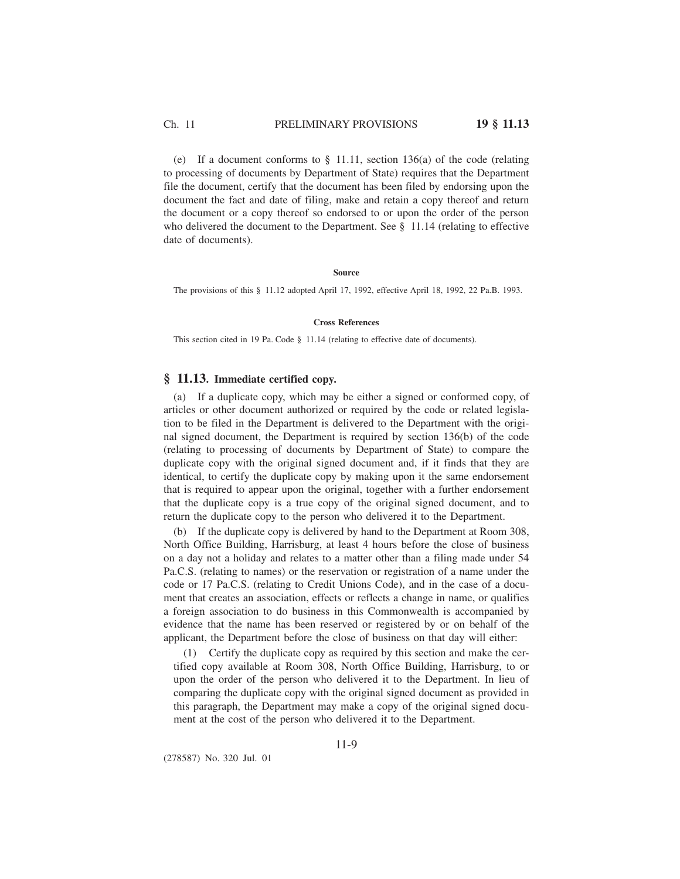(e) If a document conforms to § 11.11, section 136(a) of the code (relating to processing of documents by Department of State) requires that the Department file the document, certify that the document has been filed by endorsing upon the document the fact and date of filing, make and retain a copy thereof and return the document or a copy thereof so endorsed to or upon the order of the person who delivered the document to the Department. See § 11.14 (relating to effective date of documents).

**Source**

The provisions of this § 11.12 adopted April 17, 1992, effective April 18, 1992, 22 Pa.B. 1993.

**Cross References**

This section cited in 19 Pa. Code § 11.14 (relating to effective date of documents).

## § 11.13. Immediate certified copy.

(a) If a duplicate copy, which may be either a signed or conformed copy, of articles or other document authorized or required by the code or related legislation to be filed in the Department is delivered to the Department with the original signed document, the Department is required by section 136(b) of the code (relating to processing of documents by Department of State) to compare the duplicate copy with the original signed document and, if it finds that they are identical, to certify the duplicate copy by making upon it the same endorsement that is required to appear upon the original, together with a further endorsement that the duplicate copy is a true copy of the original signed document, and to return the duplicate copy to the person who delivered it to the Department.

(b) If the duplicate copy is delivered by hand to the Department at Room 308, North Office Building, Harrisburg, at least 4 hours before the close of business on a day not a holiday and relates to a matter other than a filing made under 54 Pa.C.S. (relating to names) or the reservation or registration of a name under the code or 17 Pa.C.S. (relating to Credit Unions Code), and in the case of a document that creates an association, effects or reflects a change in name, or qualifies a foreign association to do business in this Commonwealth is accompanied by evidence that the name has been reserved or registered by or on behalf of the applicant, the Department before the close of business on that day will either:

(1) Certify the duplicate copy as required by this section and make the certified copy available at Room 308, North Office Building, Harrisburg, to or upon the order of the person who delivered it to the Department. In lieu of comparing the duplicate copy with the original signed document as provided in this paragraph, the Department may make a copy of the original signed document at the cost of the person who delivered it to the Department.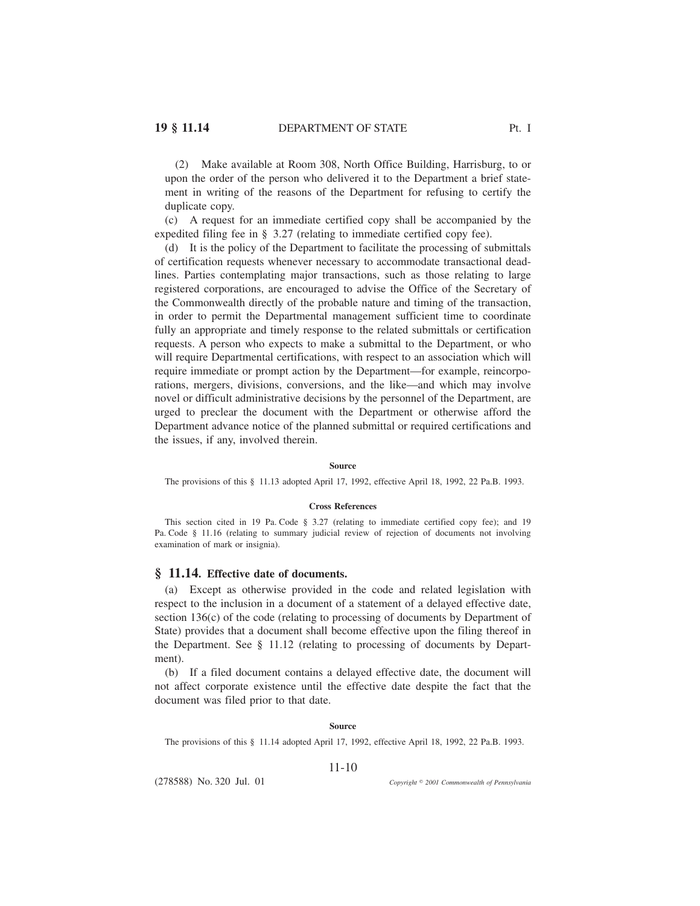(2) Make available at Room 308, North Office Building, Harrisburg, to or upon the order of the person who delivered it to the Department a brief statement in writing of the reasons of the Department for refusing to certify the duplicate copy.

(c) A request for an immediate certified copy shall be accompanied by the expedited filing fee in § 3.27 (relating to immediate certified copy fee).

(d) It is the policy of the Department to facilitate the processing of submittals of certification requests whenever necessary to accommodate transactional deadlines. Parties contemplating major transactions, such as those relating to large registered corporations, are encouraged to advise the Office of the Secretary of the Commonwealth directly of the probable nature and timing of the transaction, in order to permit the Departmental management sufficient time to coordinate fully an appropriate and timely response to the related submittals or certification requests. A person who expects to make a submittal to the Department, or who will require Departmental certifications, with respect to an association which will require immediate or prompt action by the Department—for example, reincorporations, mergers, divisions, conversions, and the like—and which may involve novel or difficult administrative decisions by the personnel of the Department, are urged to preclear the document with the Department or otherwise afford the Department advance notice of the planned submittal or required certifications and the issues, if any, involved therein.

**Source**

The provisions of this § 11.13 adopted April 17, 1992, effective April 18, 1992, 22 Pa.B. 1993.

**Cross References**

This section cited in 19 Pa. Code § 3.27 (relating to immediate certified copy fee); and 19 Pa. Code § 11.16 (relating to summary judicial review of rejection of documents not involving examination of mark or insignia).

## § 11.14. Effective date of documents.

(a) Except as otherwise provided in the code and related legislation with respect to the inclusion in a document of a statement of a delayed effective date, section 136(c) of the code (relating to processing of documents by Department of State) provides that a document shall become effective upon the filing thereof in the Department. See § 11.12 (relating to processing of documents by Department).

(b) If a filed document contains a delayed effective date, the document will not affect corporate existence until the effective date despite the fact that the document was filed prior to that date.

**Source**

The provisions of this § 11.14 adopted April 17, 1992, effective April 18, 1992, 22 Pa.B. 1993.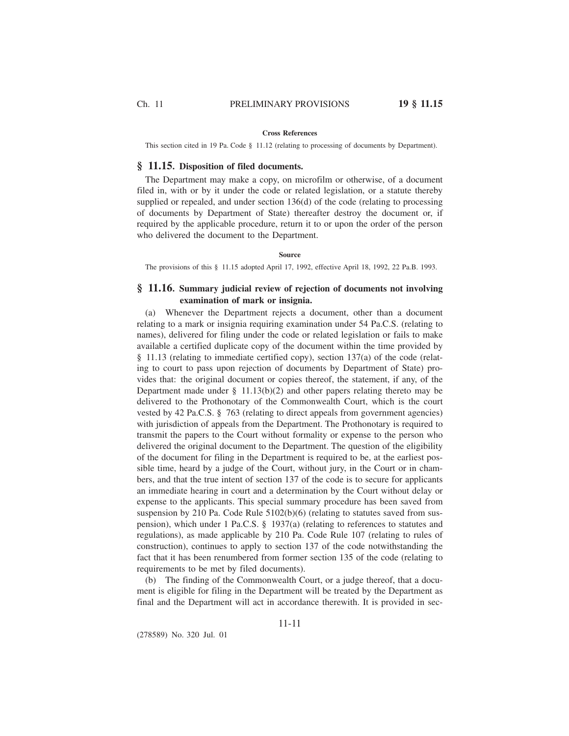**Cross References**

This section cited in 19 Pa. Code § 11.12 (relating to processing of documents by Department).

## § 11.15. Disposition of filed documents.

The Department may make a copy, on microfilm or otherwise, of a document filed in, with or by it under the code or related legislation, or a statute thereby supplied or repealed, and under section 136(d) of the code (relating to processing of documents by Department of State) thereafter destroy the document or, if required by the applicable procedure, return it to or upon the order of the person who delivered the document to the Department.

**Source**

The provisions of this § 11.15 adopted April 17, 1992, effective April 18, 1992, 22 Pa.B. 1993.

## § 11.16. Summary judicial review of rejection of documents not involving examination of mark or insignia.

(a) Whenever the Department rejects a document, other than a document relating to a mark or insignia requiring examination under 54 Pa.C.S. (relating to names), delivered for filing under the code or related legislation or fails to make available a certified duplicate copy of the document within the time provided by § 11.13 (relating to immediate certified copy), section 137(a) of the code (relating to court to pass upon rejection of documents by Department of State) provides that: the original document or copies thereof, the statement, if any, of the Department made under § 11.13(b)(2) and other papers relating thereto may be delivered to the Prothonotary of the Commonwealth Court, which is the court vested by 42 Pa.C.S. § 763 (relating to direct appeals from government agencies) with jurisdiction of appeals from the Department. The Prothonotary is required to transmit the papers to the Court without formality or expense to the person who delivered the original document to the Department. The question of the eligibility of the document for filing in the Department is required to be, at the earliest possible time, heard by a judge of the Court, without jury, in the Court or in chambers, and that the true intent of section 137 of the code is to secure for applicants an immediate hearing in court and a determination by the Court without delay or expense to the applicants. This special summary procedure has been saved from suspension by 210 Pa. Code Rule 5102(b)(6) (relating to statutes saved from suspension), which under 1 Pa.C.S. § 1937(a) (relating to references to statutes and regulations), as made applicable by 210 Pa. Code Rule 107 (relating to rules of construction), continues to apply to section 137 of the code notwithstanding the fact that it has been renumbered from former section 135 of the code (relating to requirements to be met by filed documents).

(b) The finding of the Commonwealth Court, or a judge thereof, that a document is eligible for filing in the Department will be treated by the Department as final and the Department will act in accordance therewith. It is provided in sec-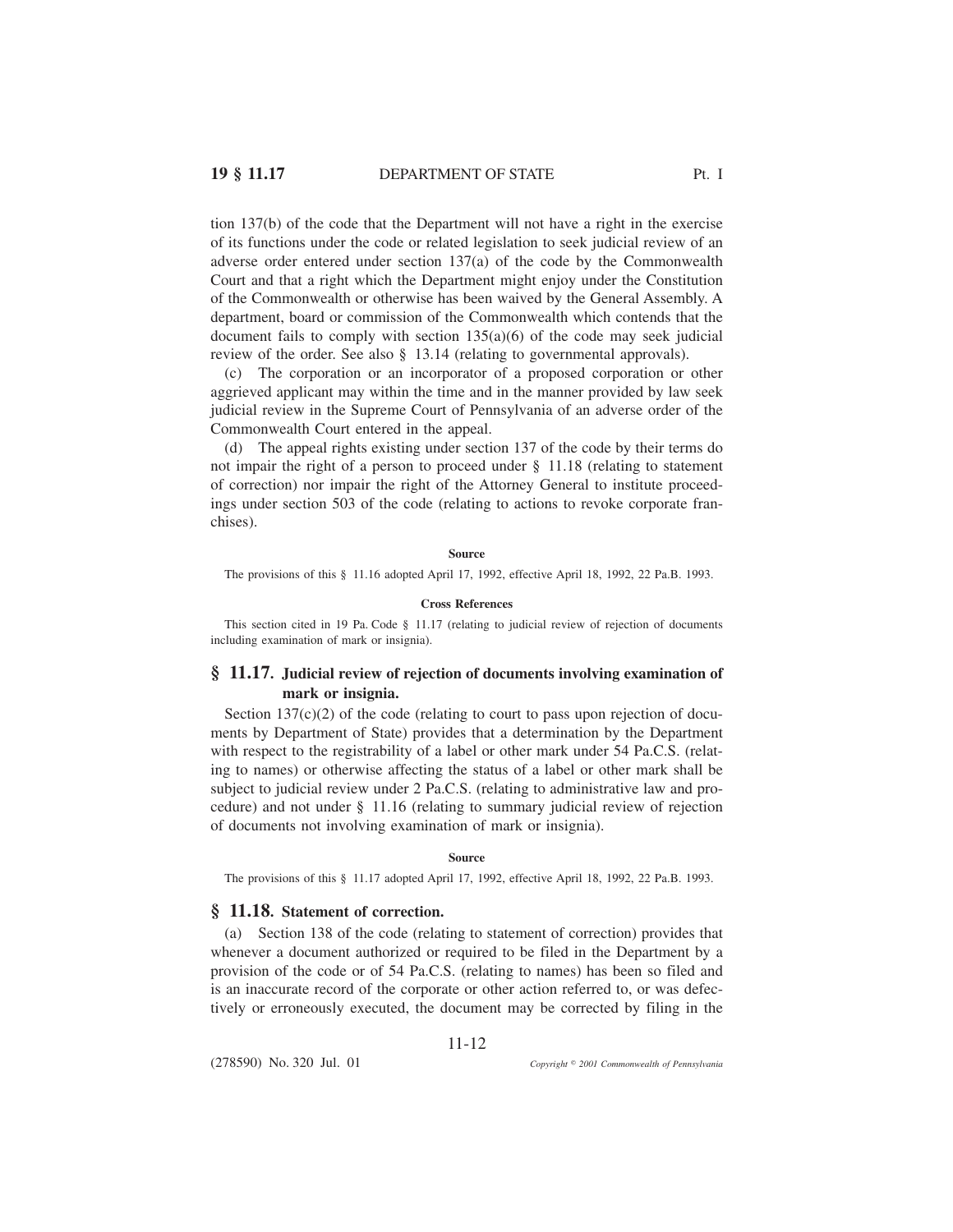tion 137(b) of the code that the Department will not have a right in the exercise of its functions under the code or related legislation to seek judicial review of an adverse order entered under section 137(a) of the code by the Commonwealth Court and that a right which the Department might enjoy under the Constitution of the Commonwealth or otherwise has been waived by the General Assembly. A department, board or commission of the Commonwealth which contends that the document fails to comply with section 135(a)(6) of the code may seek judicial review of the order. See also § 13.14 (relating to governmental approvals).

(c) The corporation or an incorporator of a proposed corporation or other aggrieved applicant may within the time and in the manner provided by law seek judicial review in the Supreme Court of Pennsylvania of an adverse order of the Commonwealth Court entered in the appeal.

(d) The appeal rights existing under section 137 of the code by their terms do not impair the right of a person to proceed under § 11.18 (relating to statement of correction) nor impair the right of the Attorney General to institute proceedings under section 503 of the code (relating to actions to revoke corporate franchises).

**Source**

The provisions of this § 11.16 adopted April 17, 1992, effective April 18, 1992, 22 Pa.B. 1993.

**Cross References**

This section cited in 19 Pa. Code § 11.17 (relating to judicial review of rejection of documents including examination of mark or insignia).

## § 11.17. Judicial review of rejection of documents involving examination of mark or insignia.

Section 137(c)(2) of the code (relating to court to pass upon rejection of documents by Department of State) provides that a determination by the Department with respect to the registrability of a label or other mark under 54 Pa.C.S. (relating to names) or otherwise affecting the status of a label or other mark shall be subject to judicial review under 2 Pa.C.S. (relating to administrative law and procedure) and not under § 11.16 (relating to summary judicial review of rejection of documents not involving examination of mark or insignia).

**Source**

The provisions of this § 11.17 adopted April 17, 1992, effective April 18, 1992, 22 Pa.B. 1993.

## § 11.18. Statement of correction.

(a) Section 138 of the code (relating to statement of correction) provides that whenever a document authorized or required to be filed in the Department by a provision of the code or of 54 Pa.C.S. (relating to names) has been so filed and is an inaccurate record of the corporate or other action referred to, or was defectively or erroneously executed, the document may be corrected by filing in the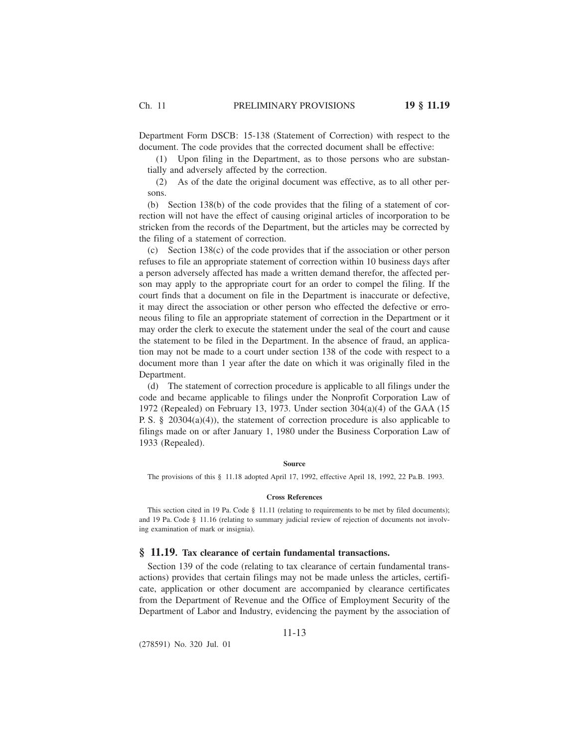Department Form DSCB: 15-138 (Statement of Correction) with respect to the document. The code provides that the corrected document shall be effective:

(1) Upon filing in the Department, as to those persons who are substantially and adversely affected by the correction.

(2) As of the date the original document was effective, as to all other persons.

(b) Section 138(b) of the code provides that the filing of a statement of correction will not have the effect of causing original articles of incorporation to be stricken from the records of the Department, but the articles may be corrected by the filing of a statement of correction.

(c) Section 138(c) of the code provides that if the association or other person refuses to file an appropriate statement of correction within 10 business days after a person adversely affected has made a written demand therefor, the affected person may apply to the appropriate court for an order to compel the filing. If the court finds that a document on file in the Department is inaccurate or defective, it may direct the association or other person who effected the defective or erroneous filing to file an appropriate statement of correction in the Department or it may order the clerk to execute the statement under the seal of the court and cause the statement to be filed in the Department. In the absence of fraud, an application may not be made to a court under section 138 of the code with respect to a document more than 1 year after the date on which it was originally filed in the Department.

(d) The statement of correction procedure is applicable to all filings under the code and became applicable to filings under the Nonprofit Corporation Law of 1972 (Repealed) on February 13, 1973. Under section 304(a)(4) of the GAA (15 P. S. § 20304(a)(4)), the statement of correction procedure is also applicable to filings made on or after January 1, 1980 under the Business Corporation Law of 1933 (Repealed).

**Source**

The provisions of this § 11.18 adopted April 17, 1992, effective April 18, 1992, 22 Pa.B. 1993.

**Cross References**

This section cited in 19 Pa. Code § 11.11 (relating to requirements to be met by filed documents); and 19 Pa. Code § 11.16 (relating to summary judicial review of rejection of documents not involving examination of mark or insignia).

## § 11.19. Tax clearance of certain fundamental transactions.

Section 139 of the code (relating to tax clearance of certain fundamental transactions) provides that certain filings may not be made unless the articles, certificate, application or other document are accompanied by clearance certificates from the Department of Revenue and the Office of Employment Security of the Department of Labor and Industry, evidencing the payment by the association of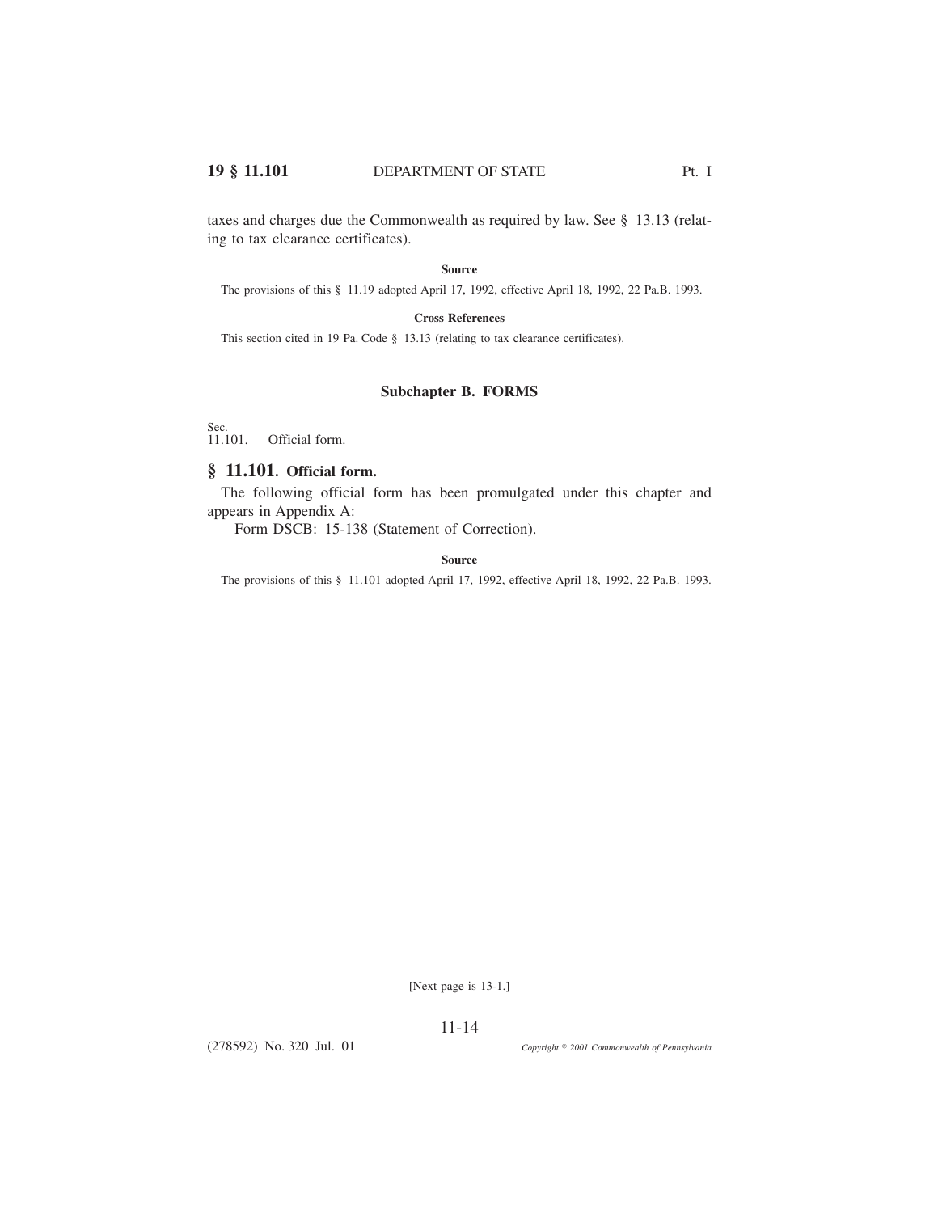taxes and charges due the Commonwealth as required by law. See § 13.13 (relating to tax clearance certificates).

**Source**

The provisions of this § 11.19 adopted April 17, 1992, effective April 18, 1992, 22 Pa.B. 1993.

**Cross References**

This section cited in 19 Pa. Code § 13.13 (relating to tax clearance certificates).

## Subchapter B. FORMS

Sec.
11.101. Official form.

### § 11.101. Official form.

The following official form has been promulgated under this chapter and appears in Appendix A:

Form DSCB: 15-138 (Statement of Correction).

**Source**

The provisions of this § 11.101 adopted April 17, 1992, effective April 18, 1992, 22 Pa.B. 1993.

[Next page is 13-1.]